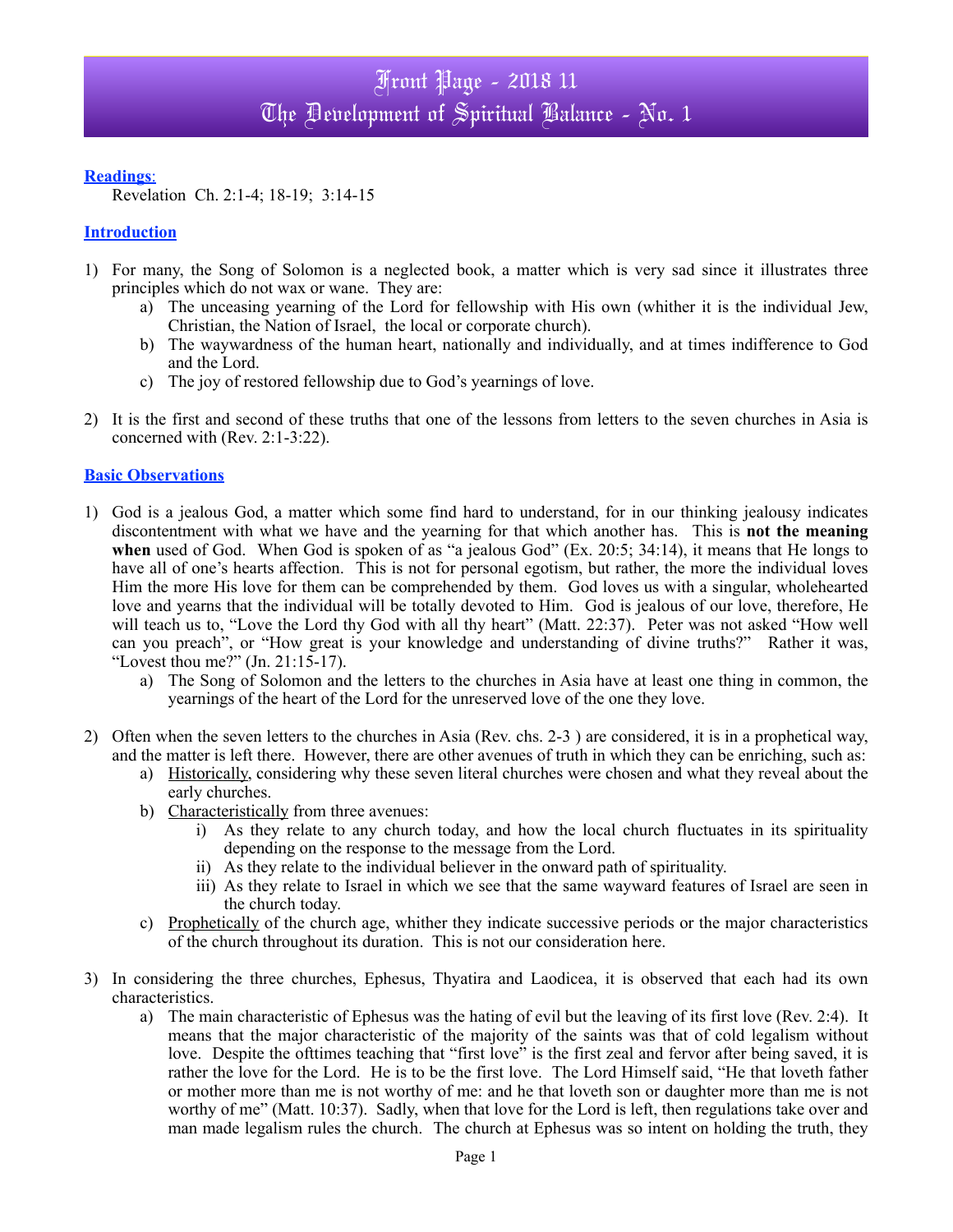# Front Page - 2018 11
# The Development of Spiritual Balance - No. 1

## Readings:

Revelation Ch. 2:1-4; 18-19; 3:14-15

## Introduction

1) For many, the Song of Solomon is a neglected book, a matter which is very sad since it illustrates three principles which do not wax or wane. They are:
   a) The unceasing yearning of the Lord for fellowship with His own (whither it is the individual Jew, Christian, the Nation of Israel, the local or corporate church).
   b) The waywardness of the human heart, nationally and individually, and at times indifference to God and the Lord.
   c) The joy of restored fellowship due to God's yearnings of love.

2) It is the first and second of these truths that one of the lessons from letters to the seven churches in Asia is concerned with (Rev. 2:1-3:22).

## Basic Observations

1) God is a jealous God, a matter which some find hard to understand, for in our thinking jealousy indicates discontentment with what we have and the yearning for that which another has. This is **not the meaning when** used of God. When God is spoken of as "a jealous God" (Ex. 20:5; 34:14), it means that He longs to have all of one's hearts affection. This is not for personal egotism, but rather, the more the individual loves Him the more His love for them can be comprehended by them. God loves us with a singular, wholehearted love and yearns that the individual will be totally devoted to Him. God is jealous of our love, therefore, He will teach us to, "Love the Lord thy God with all thy heart" (Matt. 22:37). Peter was not asked "How well can you preach", or "How great is your knowledge and understanding of divine truths?" Rather it was, "Lovest thou me?" (Jn. 21:15-17).
   a) The Song of Solomon and the letters to the churches in Asia have at least one thing in common, the yearnings of the heart of the Lord for the unreserved love of the one they love.

2) Often when the seven letters to the churches in Asia (Rev. chs. 2-3 ) are considered, it is in a prophetical way, and the matter is left there. However, there are other avenues of truth in which they can be enriching, such as:
   a) Historically, considering why these seven literal churches were chosen and what they reveal about the early churches.
   b) Characteristically from three avenues:
      i) As they relate to any church today, and how the local church fluctuates in its spirituality depending on the response to the message from the Lord.
      ii) As they relate to the individual believer in the onward path of spirituality.
      iii) As they relate to Israel in which we see that the same wayward features of Israel are seen in the church today.
   c) Prophetically of the church age, whither they indicate successive periods or the major characteristics of the church throughout its duration. This is not our consideration here.

3) In considering the three churches, Ephesus, Thyatira and Laodicea, it is observed that each had its own characteristics.
   a) The main characteristic of Ephesus was the hating of evil but the leaving of its first love (Rev. 2:4). It means that the major characteristic of the majority of the saints was that of cold legalism without love. Despite the ofttimes teaching that "first love" is the first zeal and fervor after being saved, it is rather the love for the Lord. He is to be the first love. The Lord Himself said, "He that loveth father or mother more than me is not worthy of me: and he that loveth son or daughter more than me is not worthy of me" (Matt. 10:37). Sadly, when that love for the Lord is left, then regulations take over and man made legalism rules the church. The church at Ephesus was so intent on holding the truth, they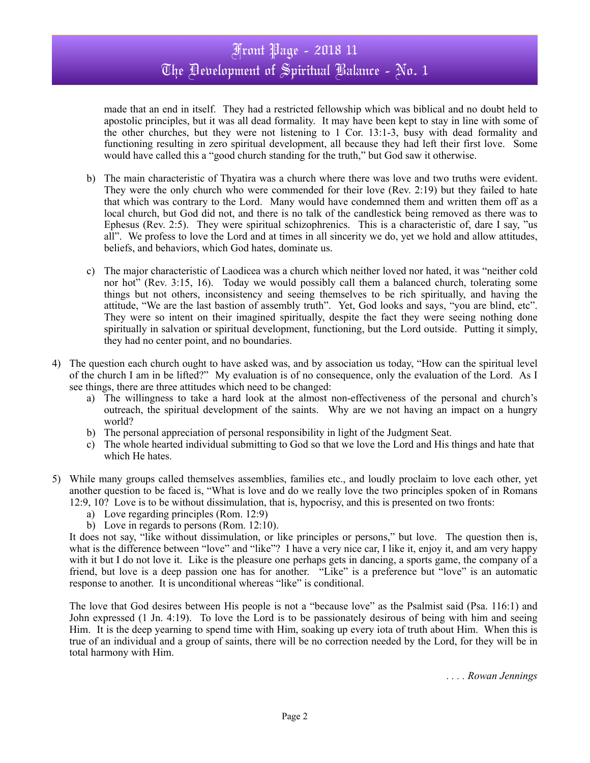made that an end in itself. They had a restricted fellowship which was biblical and no doubt held to apostolic principles, but it was all dead formality. It may have been kept to stay in line with some of the other churches, but they were not listening to 1 Cor. 13:1-3, busy with dead formality and functioning resulting in zero spiritual development, all because they had left their first love. Some would have called this a "good church standing for the truth," but God saw it otherwise.

b) The main characteristic of Thyatira was a church where there was love and two truths were evident. They were the only church who were commended for their love (Rev. 2:19) but they failed to hate that which was contrary to the Lord. Many would have condemned them and written them off as a local church, but God did not, and there is no talk of the candlestick being removed as there was to Ephesus (Rev. 2:5). They were spiritual schizophrenics. This is a characteristic of, dare I say, "us all". We profess to love the Lord and at times in all sincerity we do, yet we hold and allow attitudes, beliefs, and behaviors, which God hates, dominate us.

c) The major characteristic of Laodicea was a church which neither loved nor hated, it was "neither cold nor hot" (Rev. 3:15, 16). Today we would possibly call them a balanced church, tolerating some things but not others, inconsistency and seeing themselves to be rich spiritually, and having the attitude, "We are the last bastion of assembly truth". Yet, God looks and says, "you are blind, etc". They were so intent on their imagined spiritually, despite the fact they were seeing nothing done spiritually in salvation or spiritual development, functioning, but the Lord outside. Putting it simply, they had no center point, and no boundaries.

4) The question each church ought to have asked was, and by association us today, "How can the spiritual level of the church I am in be lifted?" My evaluation is of no consequence, only the evaluation of the Lord. As I see things, there are three attitudes which need to be changed:
   a) The willingness to take a hard look at the almost non-effectiveness of the personal and church's outreach, the spiritual development of the saints. Why are we not having an impact on a hungry world?
   b) The personal appreciation of personal responsibility in light of the Judgment Seat.
   c) The whole hearted individual submitting to God so that we love the Lord and His things and hate that which He hates.

5) While many groups called themselves assemblies, families etc., and loudly proclaim to love each other, yet another question to be faced is, "What is love and do we really love the two principles spoken of in Romans 12:9, 10? Love is to be without dissimulation, that is, hypocrisy, and this is presented on two fronts:
   a) Love regarding principles (Rom. 12:9)
   b) Love in regards to persons (Rom. 12:10).

   It does not say, "like without dissimulation, or like principles or persons," but love. The question then is, what is the difference between "love" and "like"? I have a very nice car, I like it, enjoy it, and am very happy with it but I do not love it. Like is the pleasure one perhaps gets in dancing, a sports game, the company of a friend, but love is a deep passion one has for another. "Like" is a preference but "love" is an automatic response to another. It is unconditional whereas "like" is conditional.

   The love that God desires between His people is not a "because love" as the Psalmist said (Psa. 116:1) and John expressed (1 Jn. 4:19). To love the Lord is to be passionately desirous of being with him and seeing Him. It is the deep yearning to spend time with Him, soaking up every iota of truth about Him. When this is true of an individual and a group of saints, there will be no correction needed by the Lord, for they will be in total harmony with Him.

*. . . . Rowan Jennings*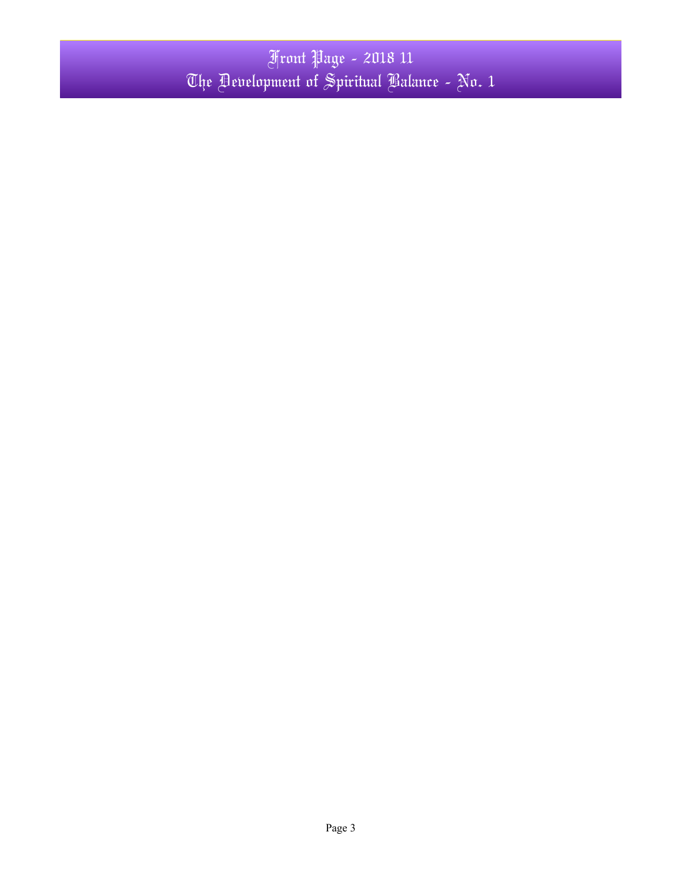# Front Page - 2018 11
# The Development of Spiritual Balance - No. 1